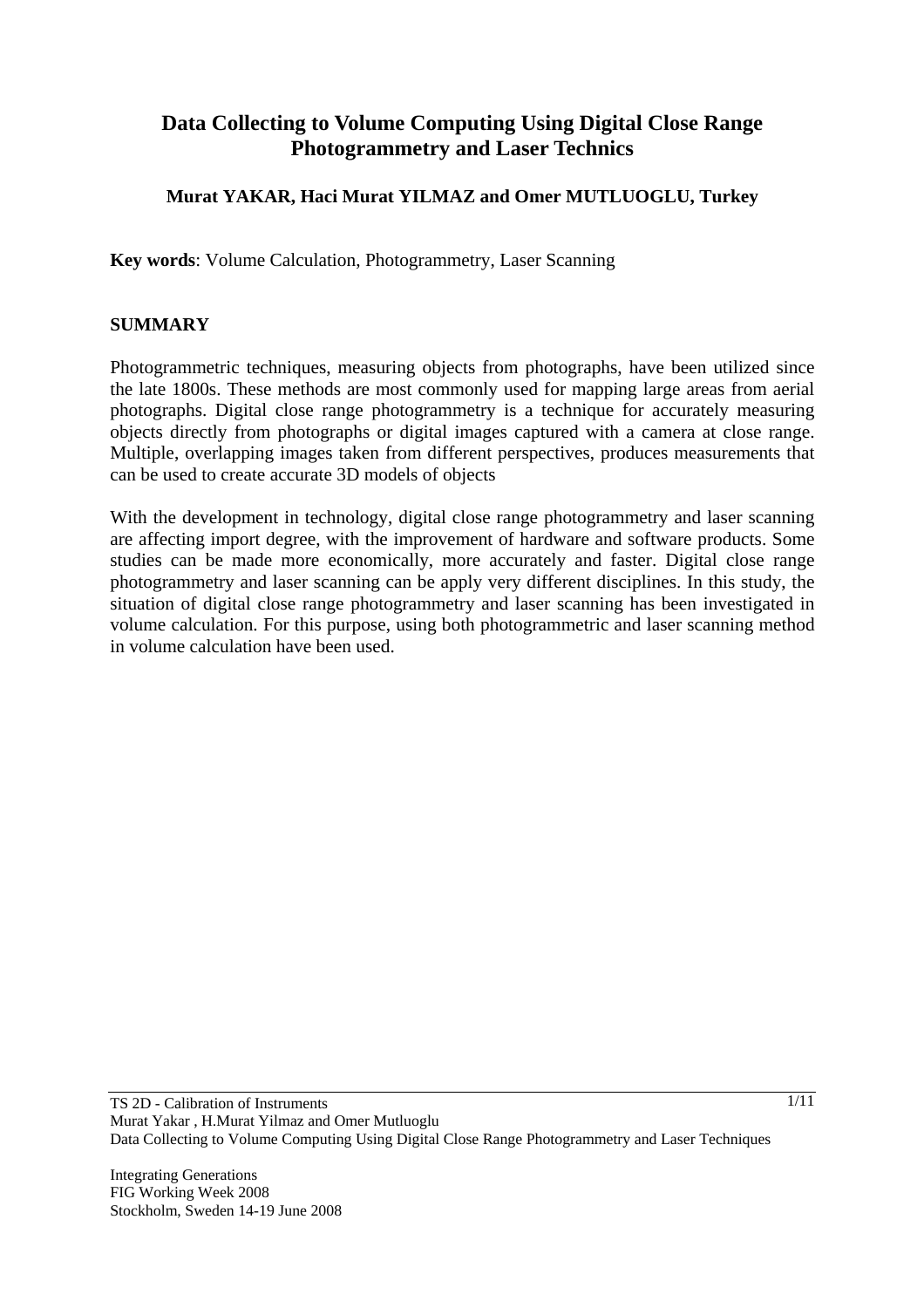# Data Collecting to Volume Computing Using Digital Close Range Photogrammetry and Laser Technics

**Murat YAKAR, Haci Murat YILMAZ and Omer MUTLUOGLU, Turkey**

**Key words**: Volume Calculation, Photogrammetry, Laser Scanning

## SUMMARY

Photogrammetric techniques, measuring objects from photographs, have been utilized since the late 1800s. These methods are most commonly used for mapping large areas from aerial photographs. Digital close range photogrammetry is a technique for accurately measuring objects directly from photographs or digital images captured with a camera at close range. Multiple, overlapping images taken from different perspectives, produces measurements that can be used to create accurate 3D models of objects

With the development in technology, digital close range photogrammetry and laser scanning are affecting import degree, with the improvement of hardware and software products. Some studies can be made more economically, more accurately and faster. Digital close range photogrammetry and laser scanning can be apply very different disciplines. In this study, the situation of digital close range photogrammetry and laser scanning has been investigated in volume calculation. For this purpose, using both photogrammetric and laser scanning method in volume calculation have been used.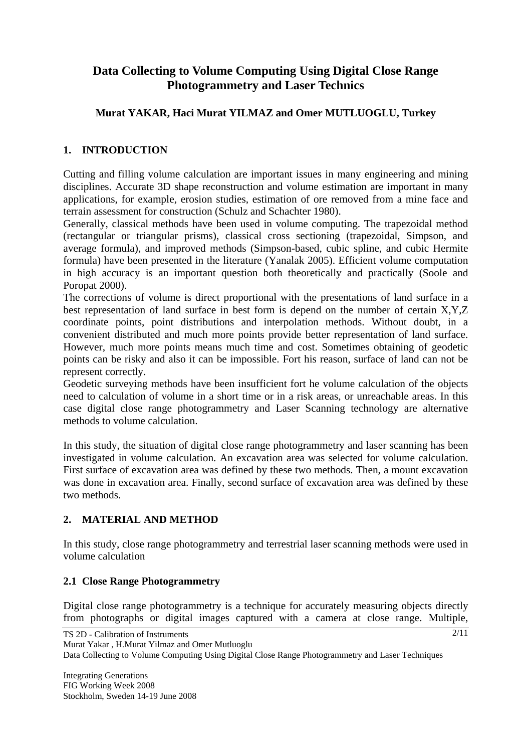# Data Collecting to Volume Computing Using Digital Close Range Photogrammetry and Laser Technics

**Murat YAKAR, Haci Murat YILMAZ and Omer MUTLUOGLU, Turkey**

## 1. INTRODUCTION

Cutting and filling volume calculation are important issues in many engineering and mining disciplines. Accurate 3D shape reconstruction and volume estimation are important in many applications, for example, erosion studies, estimation of ore removed from a mine face and terrain assessment for construction (Schulz and Schachter 1980).
Generally, classical methods have been used in volume computing. The trapezoidal method (rectangular or triangular prisms), classical cross sectioning (trapezoidal, Simpson, and average formula), and improved methods (Simpson-based, cubic spline, and cubic Hermite formula) have been presented in the literature (Yanalak 2005). Efficient volume computation in high accuracy is an important question both theoretically and practically (Soole and Poropat 2000).
The corrections of volume is direct proportional with the presentations of land surface in a best representation of land surface in best form is depend on the number of certain X,Y,Z coordinate points, point distributions and interpolation methods. Without doubt, in a convenient distributed and much more points provide better representation of land surface. However, much more points means much time and cost. Sometimes obtaining of geodetic points can be risky and also it can be impossible. Fort his reason, surface of land can not be represent correctly.
Geodetic surveying methods have been insufficient fort he volume calculation of the objects need to calculation of volume in a short time or in a risk areas, or unreachable areas. In this case digital close range photogrammetry and Laser Scanning technology are alternative methods to volume calculation.

In this study, the situation of digital close range photogrammetry and laser scanning has been investigated in volume calculation. An excavation area was selected for volume calculation. First surface of excavation area was defined by these two methods. Then, a mount excavation was done in excavation area. Finally, second surface of excavation area was defined by these two methods.

## 2. MATERIAL AND METHOD

In this study, close range photogrammetry and terrestrial laser scanning methods were used in volume calculation

### 2.1 Close Range Photogrammetry

Digital close range photogrammetry is a technique for accurately measuring objects directly from photographs or digital images captured with a camera at close range. Multiple,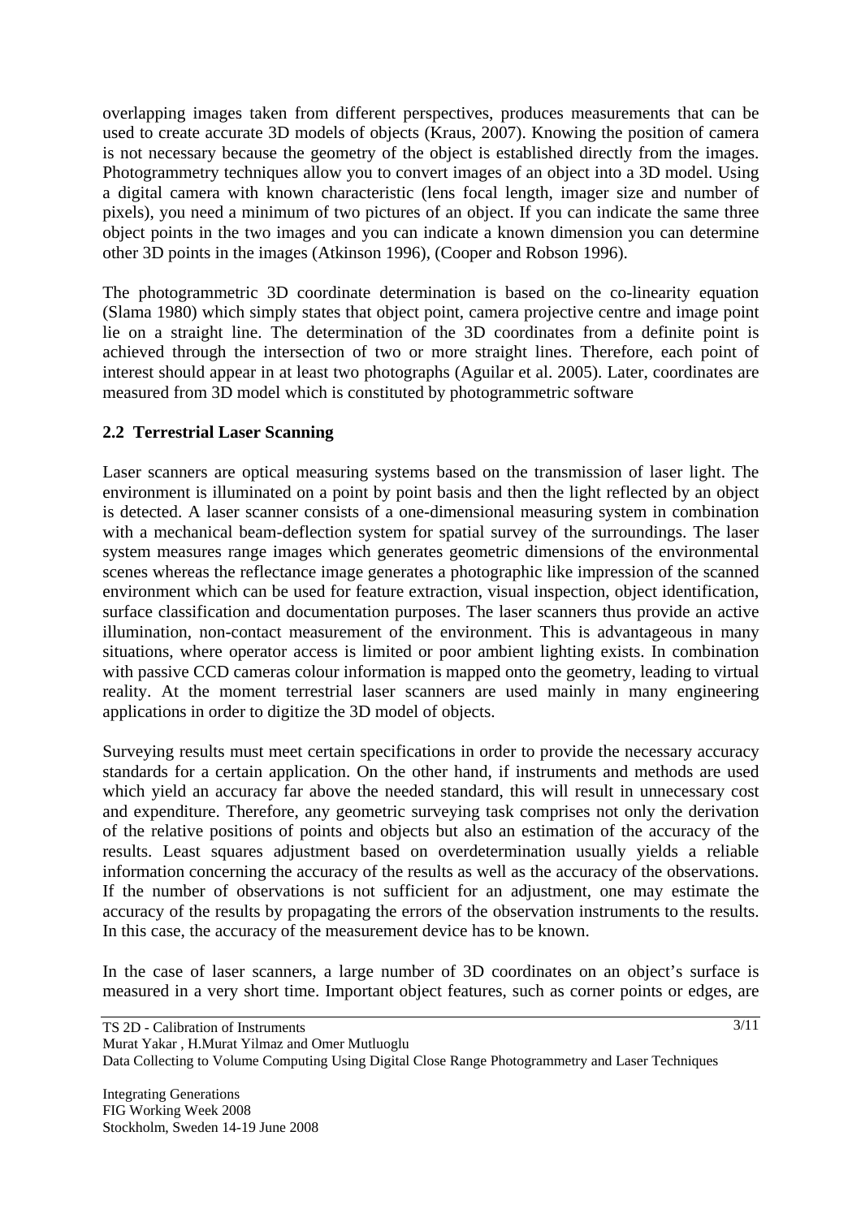overlapping images taken from different perspectives, produces measurements that can be used to create accurate 3D models of objects (Kraus, 2007). Knowing the position of camera is not necessary because the geometry of the object is established directly from the images. Photogrammetry techniques allow you to convert images of an object into a 3D model. Using a digital camera with known characteristic (lens focal length, imager size and number of pixels), you need a minimum of two pictures of an object. If you can indicate the same three object points in the two images and you can indicate a known dimension you can determine other 3D points in the images (Atkinson 1996), (Cooper and Robson 1996).

The photogrammetric 3D coordinate determination is based on the co-linearity equation (Slama 1980) which simply states that object point, camera projective centre and image point lie on a straight line. The determination of the 3D coordinates from a definite point is achieved through the intersection of two or more straight lines. Therefore, each point of interest should appear in at least two photographs (Aguilar et al. 2005). Later, coordinates are measured from 3D model which is constituted by photogrammetric software

## 2.2 Terrestrial Laser Scanning

Laser scanners are optical measuring systems based on the transmission of laser light. The environment is illuminated on a point by point basis and then the light reflected by an object is detected. A laser scanner consists of a one-dimensional measuring system in combination with a mechanical beam-deflection system for spatial survey of the surroundings. The laser system measures range images which generates geometric dimensions of the environmental scenes whereas the reflectance image generates a photographic like impression of the scanned environment which can be used for feature extraction, visual inspection, object identification, surface classification and documentation purposes. The laser scanners thus provide an active illumination, non-contact measurement of the environment. This is advantageous in many situations, where operator access is limited or poor ambient lighting exists. In combination with passive CCD cameras colour information is mapped onto the geometry, leading to virtual reality. At the moment terrestrial laser scanners are used mainly in many engineering applications in order to digitize the 3D model of objects.

Surveying results must meet certain specifications in order to provide the necessary accuracy standards for a certain application. On the other hand, if instruments and methods are used which yield an accuracy far above the needed standard, this will result in unnecessary cost and expenditure. Therefore, any geometric surveying task comprises not only the derivation of the relative positions of points and objects but also an estimation of the accuracy of the results. Least squares adjustment based on overdetermination usually yields a reliable information concerning the accuracy of the results as well as the accuracy of the observations. If the number of observations is not sufficient for an adjustment, one may estimate the accuracy of the results by propagating the errors of the observation instruments to the results. In this case, the accuracy of the measurement device has to be known.

In the case of laser scanners, a large number of 3D coordinates on an object's surface is measured in a very short time. Important object features, such as corner points or edges, are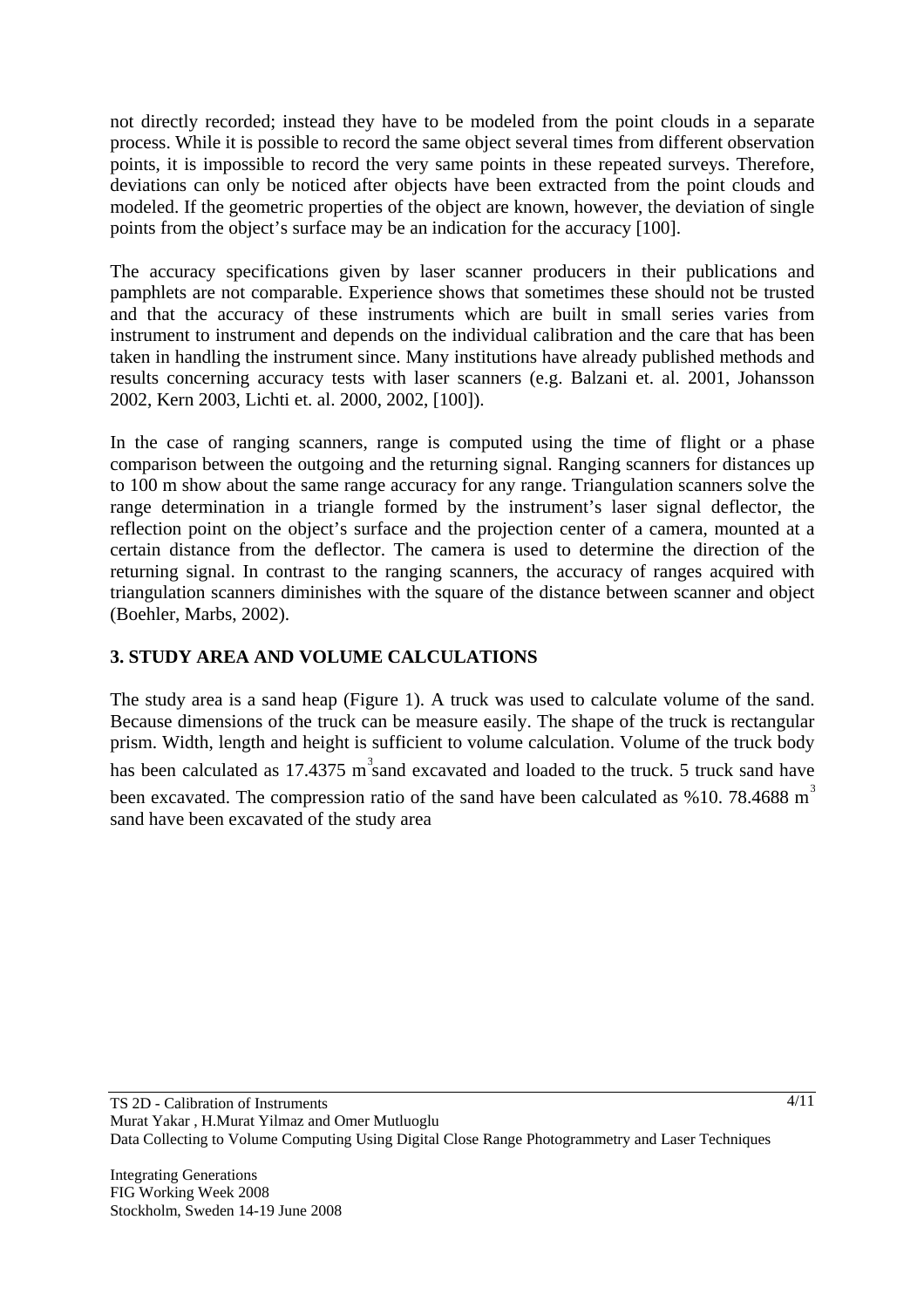not directly recorded; instead they have to be modeled from the point clouds in a separate process. While it is possible to record the same object several times from different observation points, it is impossible to record the very same points in these repeated surveys. Therefore, deviations can only be noticed after objects have been extracted from the point clouds and modeled. If the geometric properties of the object are known, however, the deviation of single points from the object's surface may be an indication for the accuracy [100].

The accuracy specifications given by laser scanner producers in their publications and pamphlets are not comparable. Experience shows that sometimes these should not be trusted and that the accuracy of these instruments which are built in small series varies from instrument to instrument and depends on the individual calibration and the care that has been taken in handling the instrument since. Many institutions have already published methods and results concerning accuracy tests with laser scanners (e.g. Balzani et. al. 2001, Johansson 2002, Kern 2003, Lichti et. al. 2000, 2002, [100]).

In the case of ranging scanners, range is computed using the time of flight or a phase comparison between the outgoing and the returning signal. Ranging scanners for distances up to 100 m show about the same range accuracy for any range. Triangulation scanners solve the range determination in a triangle formed by the instrument's laser signal deflector, the reflection point on the object's surface and the projection center of a camera, mounted at a certain distance from the deflector. The camera is used to determine the direction of the returning signal. In contrast to the ranging scanners, the accuracy of ranges acquired with triangulation scanners diminishes with the square of the distance between scanner and object (Boehler, Marbs, 2002).

## 3. STUDY AREA AND VOLUME CALCULATIONS

The study area is a sand heap (Figure 1). A truck was used to calculate volume of the sand. Because dimensions of the truck can be measure easily. The shape of the truck is rectangular prism. Width, length and height is sufficient to volume calculation. Volume of the truck body has been calculated as 17.4375 $m^3$ sand excavated and loaded to the truck. 5 truck sand have been excavated. The compression ratio of the sand have been calculated as %10. 78.4688 $m^3$ sand have been excavated of the study area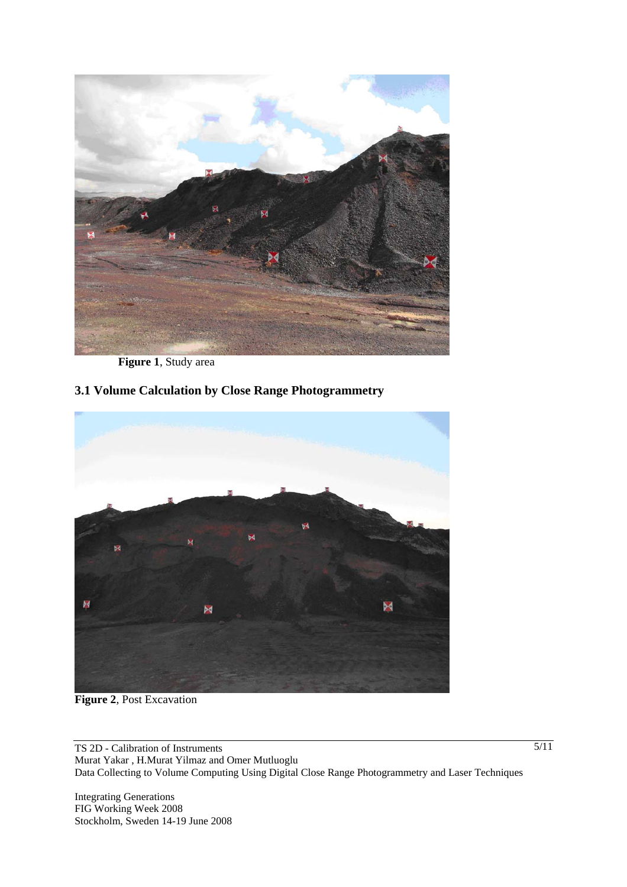**Figure 1**, Study area

## 3.1 Volume Calculation by Close Range Photogrammetry

**Figure 2**, Post Excavation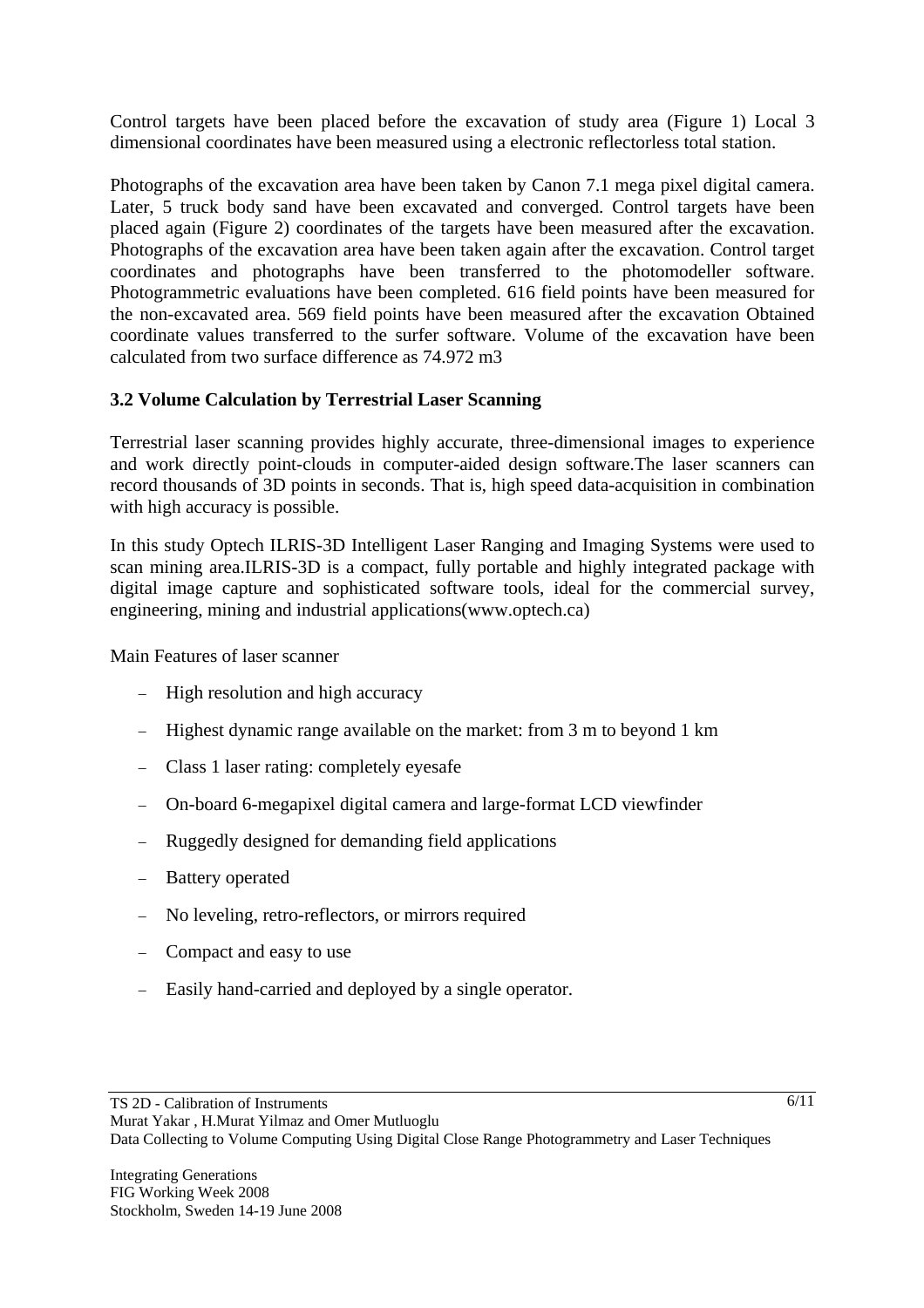Control targets have been placed before the excavation of study area (Figure 1) Local 3 dimensional coordinates have been measured using a electronic reflectorless total station.

Photographs of the excavation area have been taken by Canon 7.1 mega pixel digital camera. Later, 5 truck body sand have been excavated and converged. Control targets have been placed again (Figure 2) coordinates of the targets have been measured after the excavation. Photographs of the excavation area have been taken again after the excavation. Control target coordinates and photographs have been transferred to the photomodeller software. Photogrammetric evaluations have been completed. 616 field points have been measured for the non-excavated area. 569 field points have been measured after the excavation Obtained coordinate values transferred to the surfer software. Volume of the excavation have been calculated from two surface difference as 74.972 m3

### 3.2 Volume Calculation by Terrestrial Laser Scanning

Terrestrial laser scanning provides highly accurate, three-dimensional images to experience and work directly point-clouds in computer-aided design software.The laser scanners can record thousands of 3D points in seconds. That is, high speed data-acquisition in combination with high accuracy is possible.

In this study Optech ILRIS-3D Intelligent Laser Ranging and Imaging Systems were used to scan mining area.ILRIS-3D is a compact, fully portable and highly integrated package with digital image capture and sophisticated software tools, ideal for the commercial survey, engineering, mining and industrial applications(www.optech.ca)

Main Features of laser scanner

- High resolution and high accuracy
- Highest dynamic range available on the market: from 3 m to beyond 1 km
- Class 1 laser rating: completely eyesafe
- On-board 6-megapixel digital camera and large-format LCD viewfinder
- Ruggedly designed for demanding field applications
- Battery operated
- No leveling, retro-reflectors, or mirrors required
- Compact and easy to use
- Easily hand-carried and deployed by a single operator.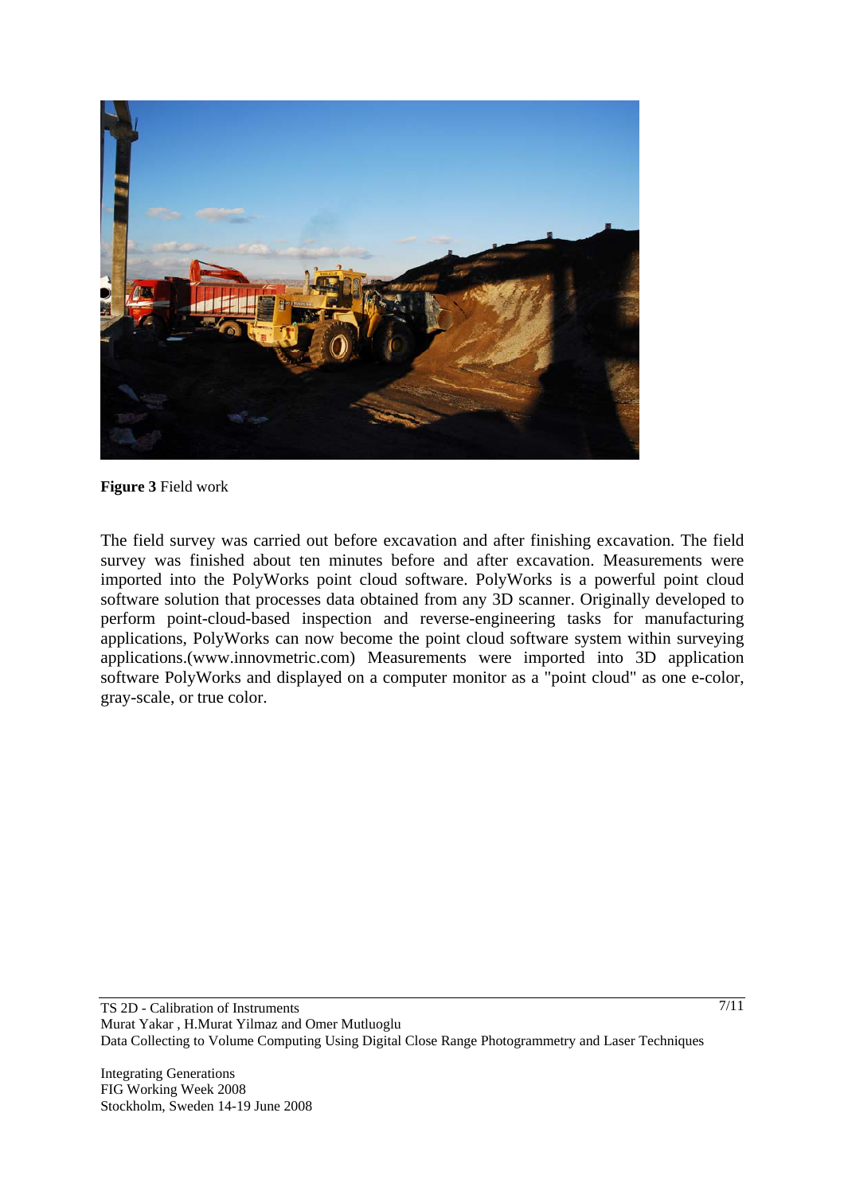**Figure 3** Field work

The field survey was carried out before excavation and after finishing excavation. The field survey was finished about ten minutes before and after excavation. Measurements were imported into the PolyWorks point cloud software. PolyWorks is a powerful point cloud software solution that processes data obtained from any 3D scanner. Originally developed to perform point-cloud-based inspection and reverse-engineering tasks for manufacturing applications, PolyWorks can now become the point cloud software system within surveying applications.(www.innovmetric.com) Measurements were imported into 3D application software PolyWorks and displayed on a computer monitor as a "point cloud" as one e-color, gray-scale, or true color.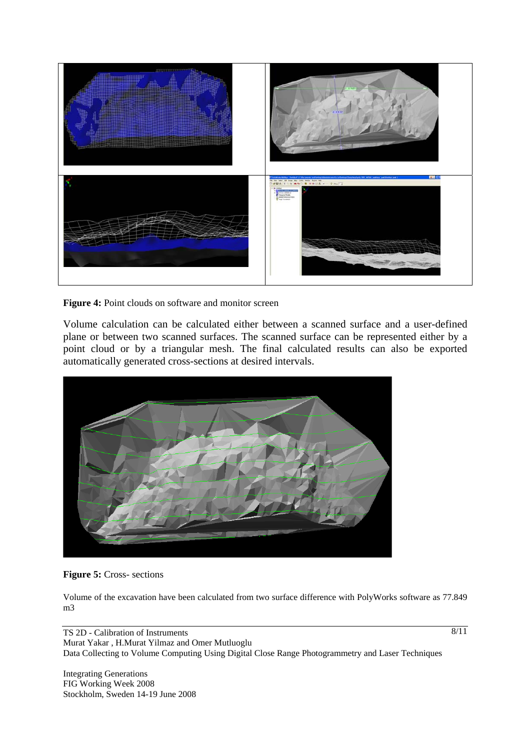**Figure 4:** Point clouds on software and monitor screen

Volume calculation can be calculated either between a scanned surface and a user-defined plane or between two scanned surfaces. The scanned surface can be represented either by a point cloud or by a triangular mesh. The final calculated results can also be exported automatically generated cross-sections at desired intervals.

**Figure 5:** Cross- sections

Volume of the excavation have been calculated from two surface difference with PolyWorks software as 77.849 m3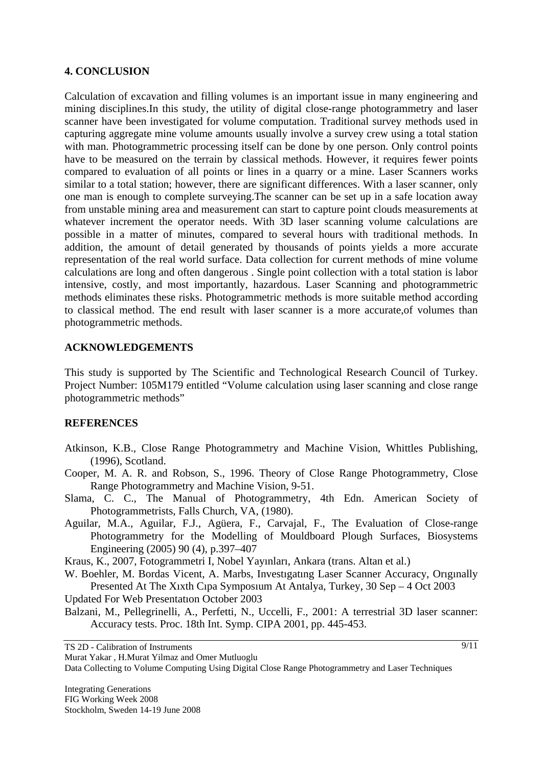## 4. CONCLUSION

Calculation of excavation and filling volumes is an important issue in many engineering and mining disciplines.In this study, the utility of digital close-range photogrammetry and laser scanner have been investigated for volume computation. Traditional survey methods used in capturing aggregate mine volume amounts usually involve a survey crew using a total station with man. Photogrammetric processing itself can be done by one person. Only control points have to be measured on the terrain by classical methods. However, it requires fewer points compared to evaluation of all points or lines in a quarry or a mine. Laser Scanners works similar to a total station; however, there are significant differences. With a laser scanner, only one man is enough to complete surveying.The scanner can be set up in a safe location away from unstable mining area and measurement can start to capture point clouds measurements at whatever increment the operator needs. With 3D laser scanning volume calculations are possible in a matter of minutes, compared to several hours with traditional methods. In addition, the amount of detail generated by thousands of points yields a more accurate representation of the real world surface. Data collection for current methods of mine volume calculations are long and often dangerous . Single point collection with a total station is labor intensive, costly, and most importantly, hazardous. Laser Scanning and photogrammetric methods eliminates these risks. Photogrammetric methods is more suitable method according to classical method. The end result with laser scanner is a more accurate,of volumes than photogrammetric methods.

## ACKNOWLEDGEMENTS

This study is supported by The Scientific and Technological Research Council of Turkey. Project Number: 105M179 entitled "Volume calculation using laser scanning and close range photogrammetric methods"

## REFERENCES

Atkinson, K.B., Close Range Photogrammetry and Machine Vision, Whittles Publishing, (1996), Scotland.

Cooper, M. A. R. and Robson, S., 1996. Theory of Close Range Photogrammetry, Close Range Photogrammetry and Machine Vision, 9-51.

Slama, C. C., The Manual of Photogrammetry, 4th Edn. American Society of Photogrammetrists, Falls Church, VA, (1980).

Aguilar, M.A., Aguilar, F.J., Agüera, F., Carvajal, F., The Evaluation of Close-range Photogrammetry for the Modelling of Mouldboard Plough Surfaces, Biosystems Engineering (2005) 90 (4), p.397–407

Kraus, K., 2007, Fotogrammetri I, Nobel Yayınları, Ankara (trans. Altan et al.)

W. Boehler, M. Bordas Vicent, A. Marbs, Investıgatıng Laser Scanner Accuracy, Orıgınally Presented At The Xıxth Cıpa Symposıum At Antalya, Turkey, 30 Sep – 4 Oct 2003

Updated For Web Presentatıon October 2003

Balzani, M., Pellegrinelli, A., Perfetti, N., Uccelli, F., 2001: A terrestrial 3D laser scanner: Accuracy tests. Proc. 18th Int. Symp. CIPA 2001, pp. 445-453.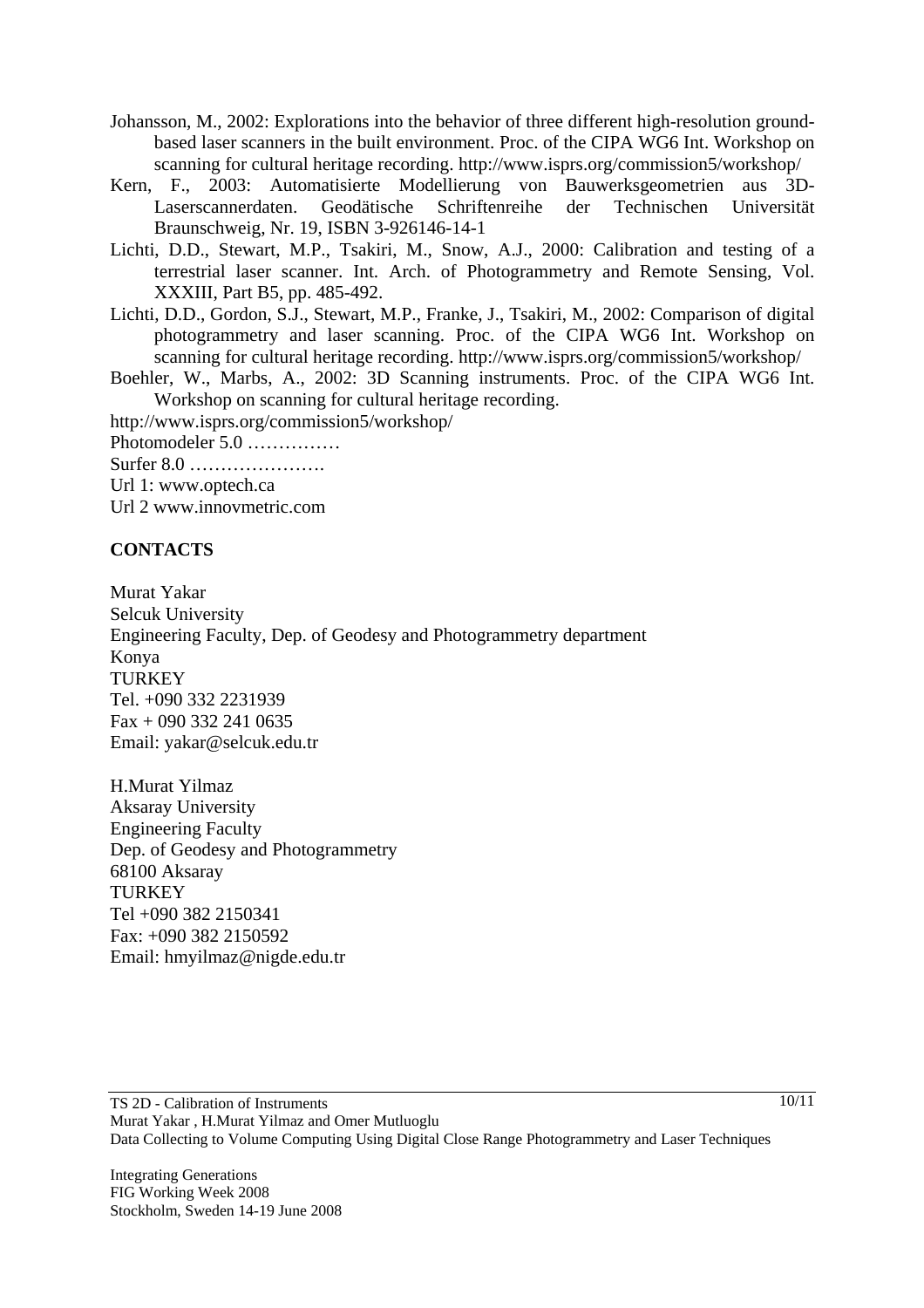Johansson, M., 2002: Explorations into the behavior of three different high-resolution ground-based laser scanners in the built environment. Proc. of the CIPA WG6 Int. Workshop on scanning for cultural heritage recording. http://www.isprs.org/commission5/workshop/

Kern, F., 2003: Automatisierte Modellierung von Bauwerksgeometrien aus 3D-Laserscannerdaten. Geodätische Schriftenreihe der Technischen Universität Braunschweig, Nr. 19, ISBN 3-926146-14-1

Lichti, D.D., Stewart, M.P., Tsakiri, M., Snow, A.J., 2000: Calibration and testing of a terrestrial laser scanner. Int. Arch. of Photogrammetry and Remote Sensing, Vol. XXXIII, Part B5, pp. 485-492.

Lichti, D.D., Gordon, S.J., Stewart, M.P., Franke, J., Tsakiri, M., 2002: Comparison of digital photogrammetry and laser scanning. Proc. of the CIPA WG6 Int. Workshop on scanning for cultural heritage recording. http://www.isprs.org/commission5/workshop/

Boehler, W., Marbs, A., 2002: 3D Scanning instruments. Proc. of the CIPA WG6 Int. Workshop on scanning for cultural heritage recording.

http://www.isprs.org/commission5/workshop/

Photomodeler 5.0 ……………

Surfer 8.0 ………………….

Url 1: www.optech.ca

Url 2 www.innovmetric.com

## CONTACTS

Murat Yakar
Selcuk University
Engineering Faculty, Dep. of Geodesy and Photogrammetry department
Konya
TURKEY
Tel. +090 332 2231939
Fax + 090 332 241 0635
Email: yakar@selcuk.edu.tr

H.Murat Yilmaz
Aksaray University
Engineering Faculty
Dep. of Geodesy and Photogrammetry
68100 Aksaray
TURKEY
Tel +090 382 2150341
Fax: +090 382 2150592
Email: hmyilmaz@nigde.edu.tr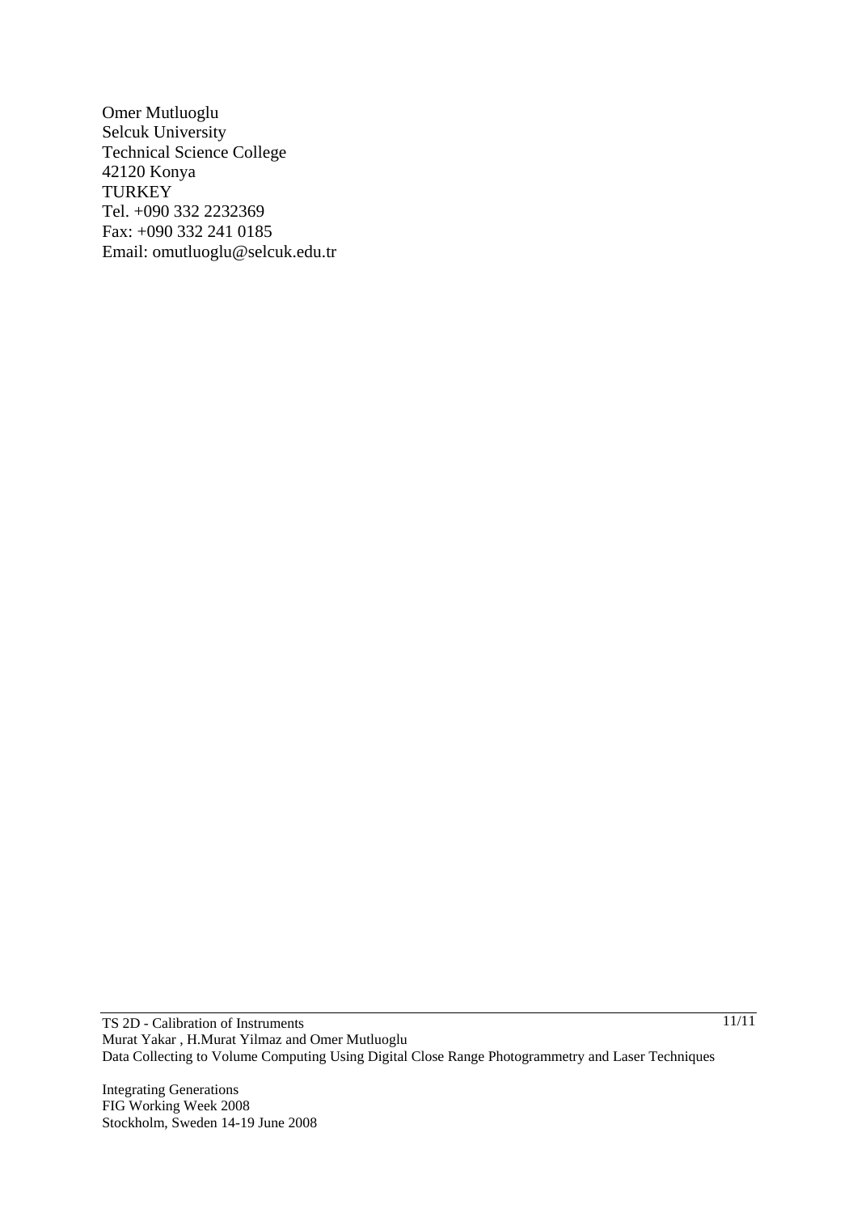Omer Mutluoglu
Selcuk University
Technical Science College
42120 Konya
TURKEY
Tel. +090 332 2232369
Fax: +090 332 241 0185
Email: omutluoglu@selcuk.edu.tr